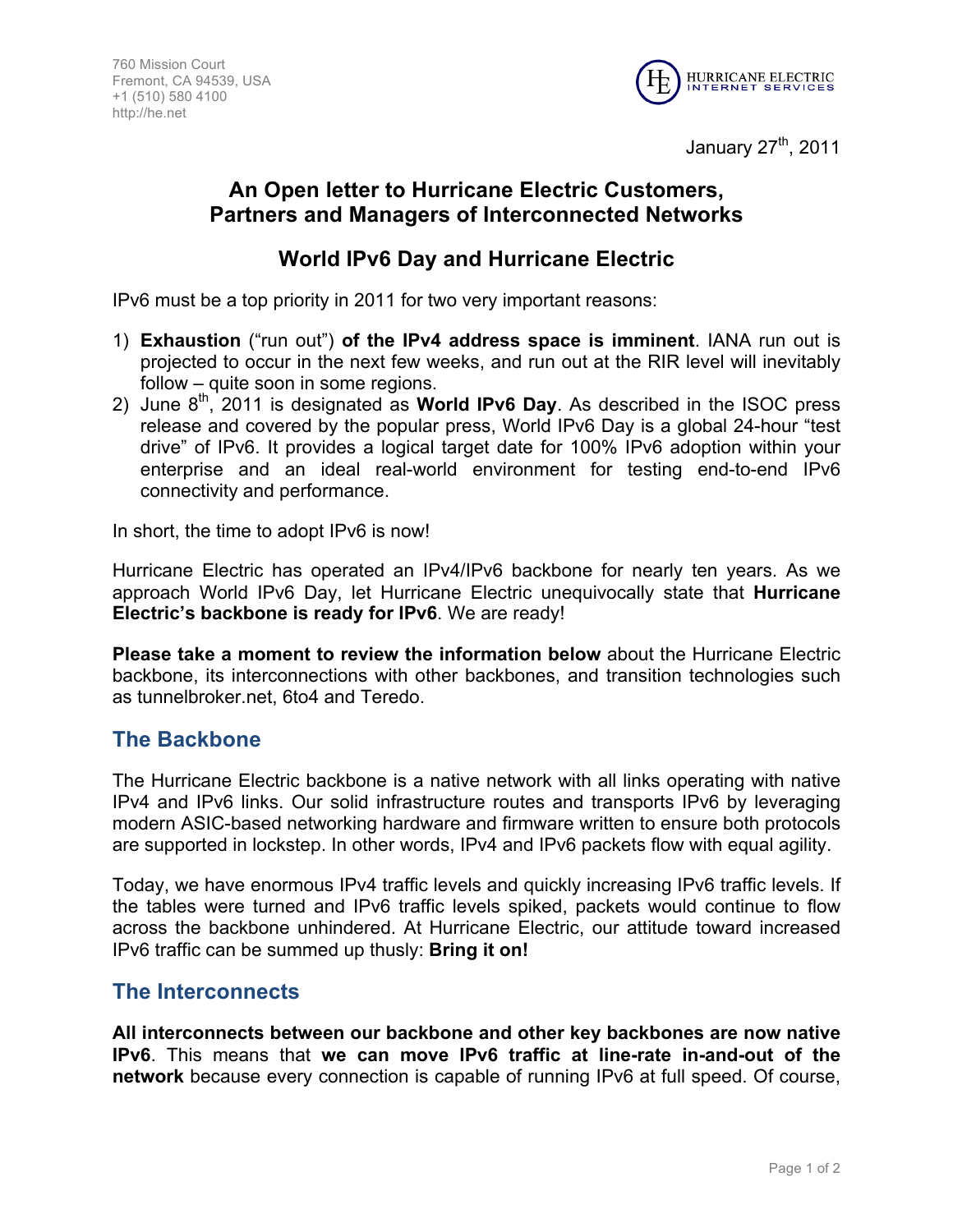760 Mission Court
Fremont, CA 94539, USA
+1 (510) 580 4100
http://he.net

January 27th, 2011

# An Open letter to Hurricane Electric Customers, Partners and Managers of Interconnected Networks

## World IPv6 Day and Hurricane Electric

IPv6 must be a top priority in 2011 for two very important reasons:

1) **Exhaustion** ("run out") **of the IPv4 address space is imminent**. IANA run out is projected to occur in the next few weeks, and run out at the RIR level will inevitably follow – quite soon in some regions.
2) June 8th, 2011 is designated as **World IPv6 Day**. As described in the ISOC press release and covered by the popular press, World IPv6 Day is a global 24-hour "test drive" of IPv6. It provides a logical target date for 100% IPv6 adoption within your enterprise and an ideal real-world environment for testing end-to-end IPv6 connectivity and performance.

In short, the time to adopt IPv6 is now!

Hurricane Electric has operated an IPv4/IPv6 backbone for nearly ten years. As we approach World IPv6 Day, let Hurricane Electric unequivocally state that **Hurricane Electric's backbone is ready for IPv6**. We are ready!

**Please take a moment to review the information below** about the Hurricane Electric backbone, its interconnections with other backbones, and transition technologies such as tunnelbroker.net, 6to4 and Teredo.

## The Backbone

The Hurricane Electric backbone is a native network with all links operating with native IPv4 and IPv6 links. Our solid infrastructure routes and transports IPv6 by leveraging modern ASIC-based networking hardware and firmware written to ensure both protocols are supported in lockstep. In other words, IPv4 and IPv6 packets flow with equal agility.

Today, we have enormous IPv4 traffic levels and quickly increasing IPv6 traffic levels. If the tables were turned and IPv6 traffic levels spiked, packets would continue to flow across the backbone unhindered. At Hurricane Electric, our attitude toward increased IPv6 traffic can be summed up thusly: **Bring it on!**

## The Interconnects

**All interconnects between our backbone and other key backbones are now native IPv6**. This means that **we can move IPv6 traffic at line-rate in-and-out of the network** because every connection is capable of running IPv6 at full speed. Of course,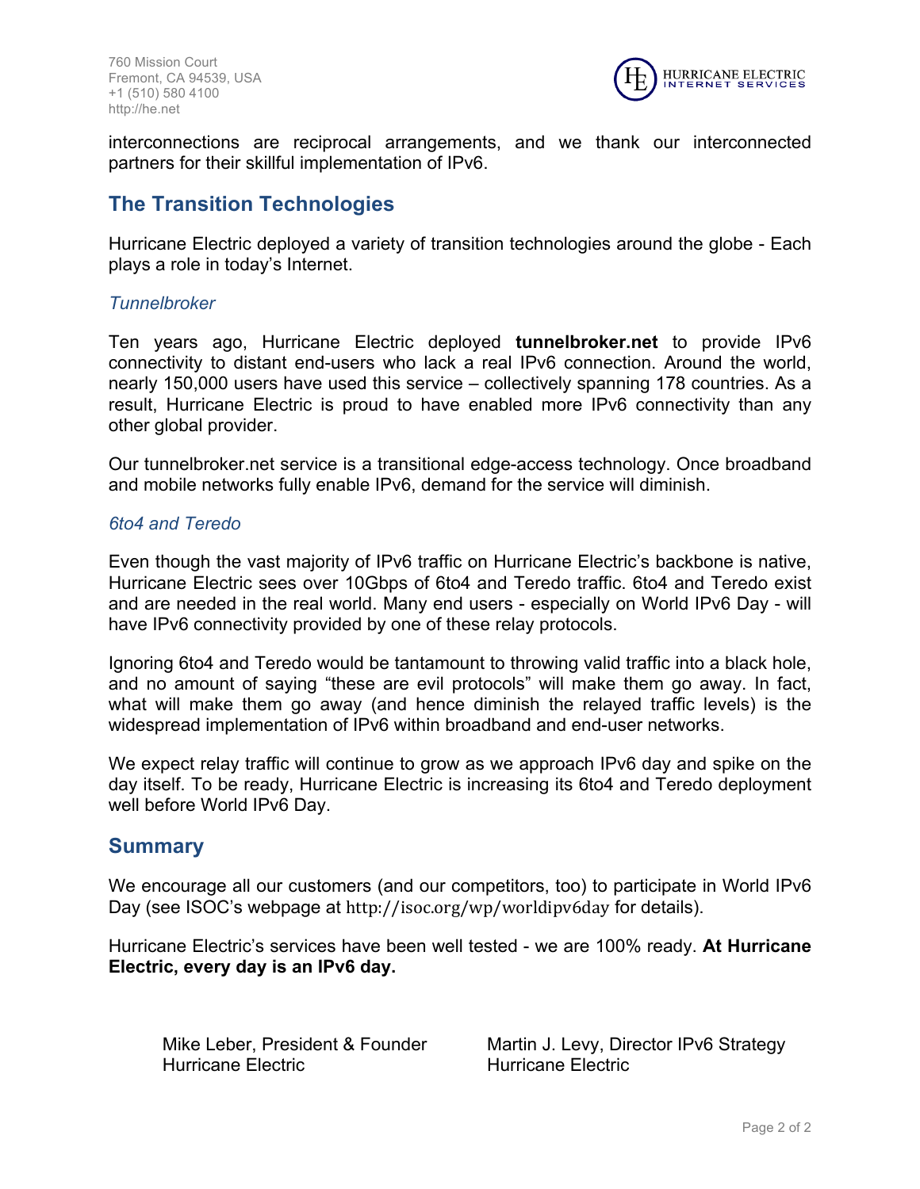interconnections are reciprocal arrangements, and we thank our interconnected partners for their skillful implementation of IPv6.

## The Transition Technologies

Hurricane Electric deployed a variety of transition technologies around the globe - Each plays a role in today's Internet.

### *Tunnelbroker*

Ten years ago, Hurricane Electric deployed **tunnelbroker.net** to provide IPv6 connectivity to distant end-users who lack a real IPv6 connection. Around the world, nearly 150,000 users have used this service – collectively spanning 178 countries. As a result, Hurricane Electric is proud to have enabled more IPv6 connectivity than any other global provider.

Our tunnelbroker.net service is a transitional edge-access technology. Once broadband and mobile networks fully enable IPv6, demand for the service will diminish.

### *6to4 and Teredo*

Even though the vast majority of IPv6 traffic on Hurricane Electric's backbone is native, Hurricane Electric sees over 10Gbps of 6to4 and Teredo traffic. 6to4 and Teredo exist and are needed in the real world. Many end users - especially on World IPv6 Day - will have IPv6 connectivity provided by one of these relay protocols.

Ignoring 6to4 and Teredo would be tantamount to throwing valid traffic into a black hole, and no amount of saying "these are evil protocols" will make them go away. In fact, what will make them go away (and hence diminish the relayed traffic levels) is the widespread implementation of IPv6 within broadband and end-user networks.

We expect relay traffic will continue to grow as we approach IPv6 day and spike on the day itself. To be ready, Hurricane Electric is increasing its 6to4 and Teredo deployment well before World IPv6 Day.

## Summary

We encourage all our customers (and our competitors, too) to participate in World IPv6 Day (see ISOC's webpage at http://isoc.org/wp/worldipv6day for details).

Hurricane Electric's services have been well tested - we are 100% ready. **At Hurricane Electric, every day is an IPv6 day.**

Mike Leber, President & Founder
Hurricane Electric

Martin J. Levy, Director IPv6 Strategy
Hurricane Electric